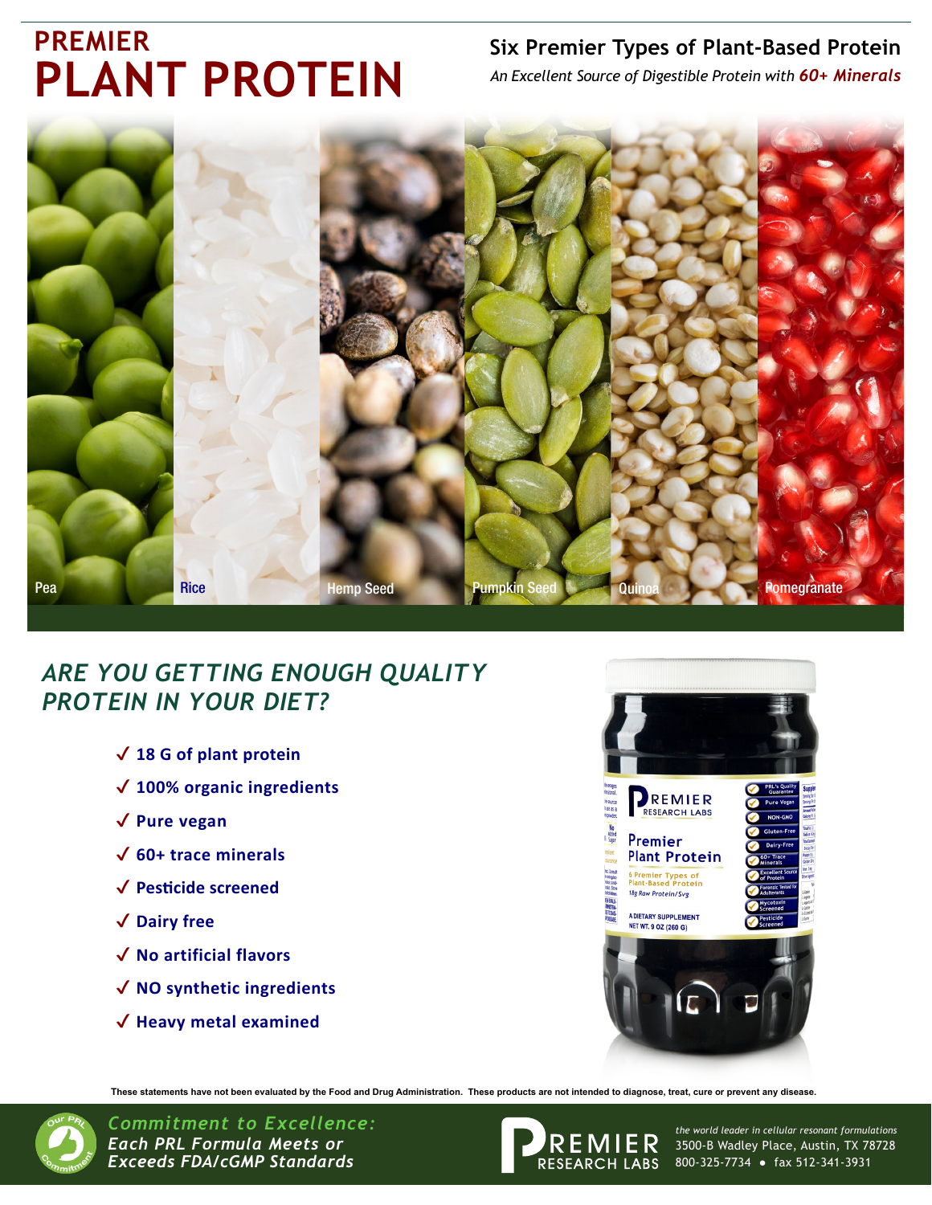# PREMIER
# PLANT PROTEIN

## Six Premier Types of Plant-Based Protein

*An Excellent Source of Digestible Protein with **60+ Minerals***

Pea | Rice | Hemp Seed | Pumpkin Seed | Quinoa | Pomegranate

## *ARE YOU GETTING ENOUGH QUALITY PROTEIN IN YOUR DIET?*

- ✓ **18 G of plant protein**
- ✓ **100% organic ingredients**
- ✓ **Pure vegan**
- ✓ **60+ trace minerals**
- ✓ **Pesticide screened**
- ✓ **Dairy free**
- ✓ **No artificial flavors**
- ✓ **NO synthetic ingredients**
- ✓ **Heavy metal examined**

**These statements have not been evaluated by the Food and Drug Administration. These products are not intended to diagnose, treat, cure or prevent any disease.**

***Commitment to Excellence:***
***Each PRL Formula Meets or Exceeds FDA/cGMP Standards***

PREMIER RESEARCH LABS

*the world leader in cellular resonant formulations*
3500-B Wadley Place, Austin, TX 78728
800-325-7734 • fax 512-341-3931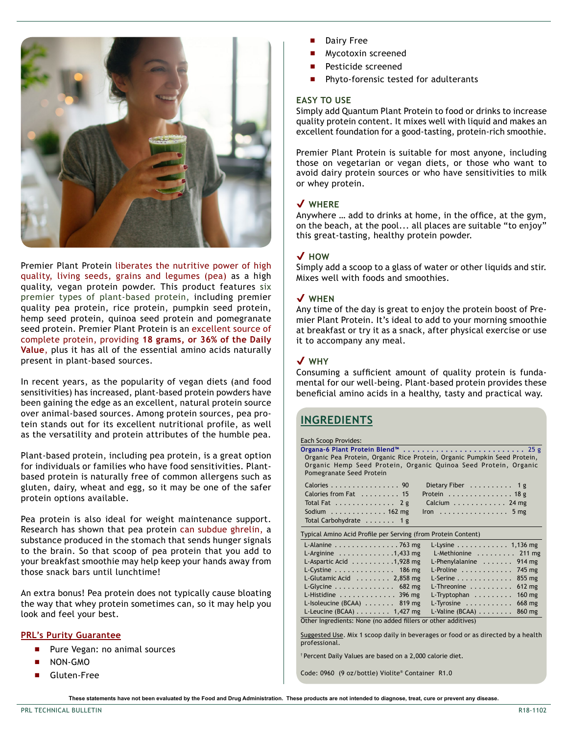Premier Plant Protein liberates the nutritive power of high quality, living seeds, grains and legumes (pea) as a high quality, vegan protein powder. This product features six premier types of plant-based protein, including premier quality pea protein, rice protein, pumpkin seed protein, hemp seed protein, quinoa seed protein and pomegranate seed protein. Premier Plant Protein is an excellent source of complete protein, providing **18 grams, or 36% of the Daily Value**, plus it has all of the essential amino acids naturally present in plant-based sources.

In recent years, as the popularity of vegan diets (and food sensitivities) has increased, plant-based protein powders have been gaining the edge as an excellent, natural protein source over animal-based sources. Among protein sources, pea protein stands out for its excellent nutritional profile, as well as the versatility and protein attributes of the humble pea.

Plant-based protein, including pea protein, is a great option for individuals or families who have food sensitivities. Plant-based protein is naturally free of common allergens such as gluten, dairy, wheat and egg, so it may be one of the safer protein options available.

Pea protein is also ideal for weight maintenance support. Research has shown that pea protein can subdue ghrelin, a substance produced in the stomach that sends hunger signals to the brain. So that scoop of pea protein that you add to your breakfast smoothie may help keep your hands away from those snack bars until lunchtime!

An extra bonus! Pea protein does not typically cause bloating the way that whey protein sometimes can, so it may help you look and feel your best.

## PRL's Purity Guarantee

- Pure Vegan: no animal sources
- NON-GMO
- Gluten-Free
- Dairy Free
- Mycotoxin screened
- Pesticide screened
- Phyto-forensic tested for adulterants

## EASY TO USE

Simply add Quantum Plant Protein to food or drinks to increase quality protein content. It mixes well with liquid and makes an excellent foundation for a good-tasting, protein-rich smoothie.

Premier Plant Protein is suitable for most anyone, including those on vegetarian or vegan diets, or those who want to avoid dairy protein sources or who have sensitivities to milk or whey protein.

### ✔ WHERE

Anywhere … add to drinks at home, in the office, at the gym, on the beach, at the pool... all places are suitable "to enjoy" this great-tasting, healthy protein powder.

### ✔ HOW

Simply add a scoop to a glass of water or other liquids and stir. Mixes well with foods and smoothies.

### ✔ WHEN

Any time of the day is great to enjoy the protein boost of Premier Plant Protein. It's ideal to add to your morning smoothie at breakfast or try it as a snack, after physical exercise or use it to accompany any meal.

### ✔ WHY

Consuming a sufficient amount of quality protein is fundamental for our well-being. Plant-based protein provides these beneficial amino acids in a healthy, tasty and practical way.

## INGREDIENTS

Each Scoop Provides:

**Organa-6 Plant Protein Blend™** ........ 25 g
Organic Pea Protein, Organic Rice Protein, Organic Pumpkin Seed Protein, Organic Hemp Seed Protein, Organic Quinoa Seed Protein, Organic Pomegranate Seed Protein

| | | | |
|---|---|---|---|
| Calories | 90 | Dietary Fiber | 1 g |
| Calories from Fat | 15 | Protein | 18 g |
| Total Fat | 2 g | Calcium | 24 mg |
| Sodium | 162 mg | Iron | 5 mg |
| Total Carbohydrate | 1 g | | |

Typical Amino Acid Profile per Serving (from Protein Content)

| | | | |
|---|---|---|---|
| L-Alanine | 763 mg | L-Lysine | 1,136 mg |
| L-Arginine | 1,433 mg | L-Methionine | 211 mg |
| L-Aspartic Acid | 1,928 mg | L-Phenylalanine | 914 mg |
| L-Cystine | 186 mg | L-Proline | 745 mg |
| L-Glutamic Acid | 2,858 mg | L-Serine | 855 mg |
| L-Glycine | 682 mg | L-Threonine | 612 mg |
| L-Histidine | 396 mg | L-Tryptophan | 160 mg |
| L-Isoleucine (BCAA) | 819 mg | L-Tyrosine | 668 mg |
| L-Leucine (BCAA) | 1,427 mg | L-Valine (BCAA) | 860 mg |

Other Ingredients: None (no added fillers or other additives)

Suggested Use. Mix 1 scoop daily in beverages or food or as directed by a health professional.

† Percent Daily Values are based on a 2,000 calorie diet.

Code: 0960 (9 oz/bottle) Violite® Container R1.0

**These statements have not been evaluated by the Food and Drug Administration. These products are not intended to diagnose, treat, cure or prevent any disease.**